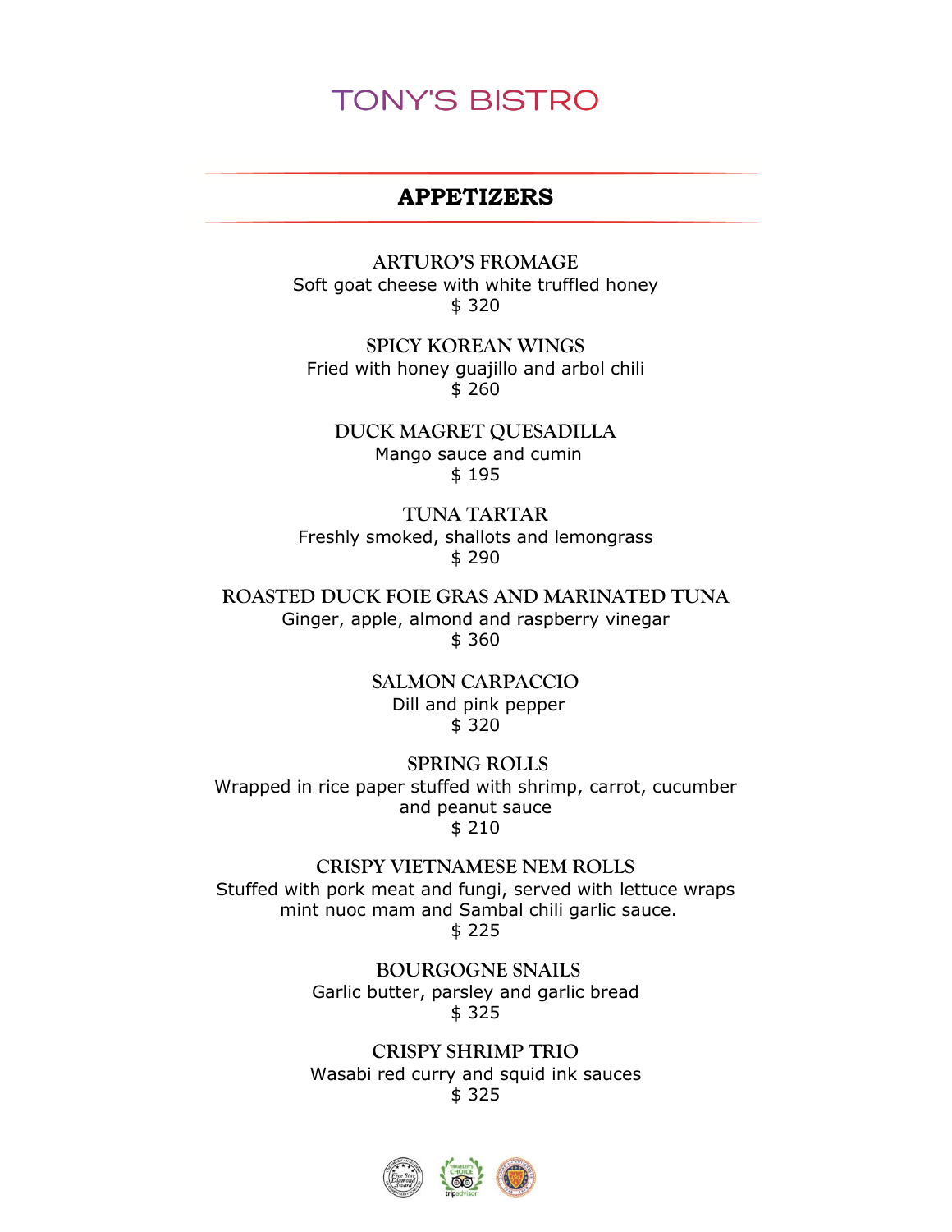# TONY'S BISTRO

## APPETIZERS

**ARTURO'S FROMAGE**
Soft goat cheese with white truffled honey
$ 320

**SPICY KOREAN WINGS**
Fried with honey guajillo and arbol chili
$ 260

**DUCK MAGRET QUESADILLA**
Mango sauce and cumin
$ 195

**TUNA TARTAR**
Freshly smoked, shallots and lemongrass
$ 290

**ROASTED DUCK FOIE GRAS AND MARINATED TUNA**
Ginger, apple, almond and raspberry vinegar
$ 360

**SALMON CARPACCIO**
Dill and pink pepper
$ 320

**SPRING ROLLS**
Wrapped in rice paper stuffed with shrimp, carrot, cucumber and peanut sauce
$ 210

**CRISPY VIETNAMESE NEM ROLLS**
Stuffed with pork meat and fungi, served with lettuce wraps mint nuoc mam and Sambal chili garlic sauce.
$ 225

**BOURGOGNE SNAILS**
Garlic butter, parsley and garlic bread
$ 325

**CRISPY SHRIMP TRIO**
Wasabi red curry and squid ink sauces
$ 325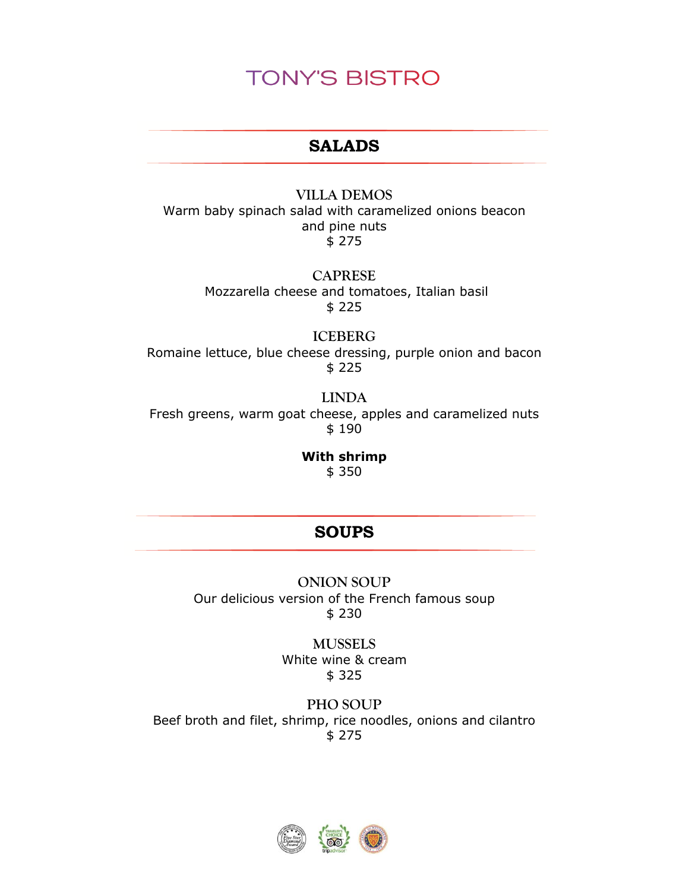# TONY'S BISTRO

## SALADS

**VILLA DEMOS**
Warm baby spinach salad with caramelized onions beacon and pine nuts
$ 275

**CAPRESE**
Mozzarella cheese and tomatoes, Italian basil
$ 225

**ICEBERG**
Romaine lettuce, blue cheese dressing, purple onion and bacon
$ 225

**LINDA**
Fresh greens, warm goat cheese, apples and caramelized nuts
$ 190

**With shrimp**
$ 350

## SOUPS

**ONION SOUP**
Our delicious version of the French famous soup
$ 230

**MUSSELS**
White wine & cream
$ 325

**PHO SOUP**
Beef broth and filet, shrimp, rice noodles, onions and cilantro
$ 275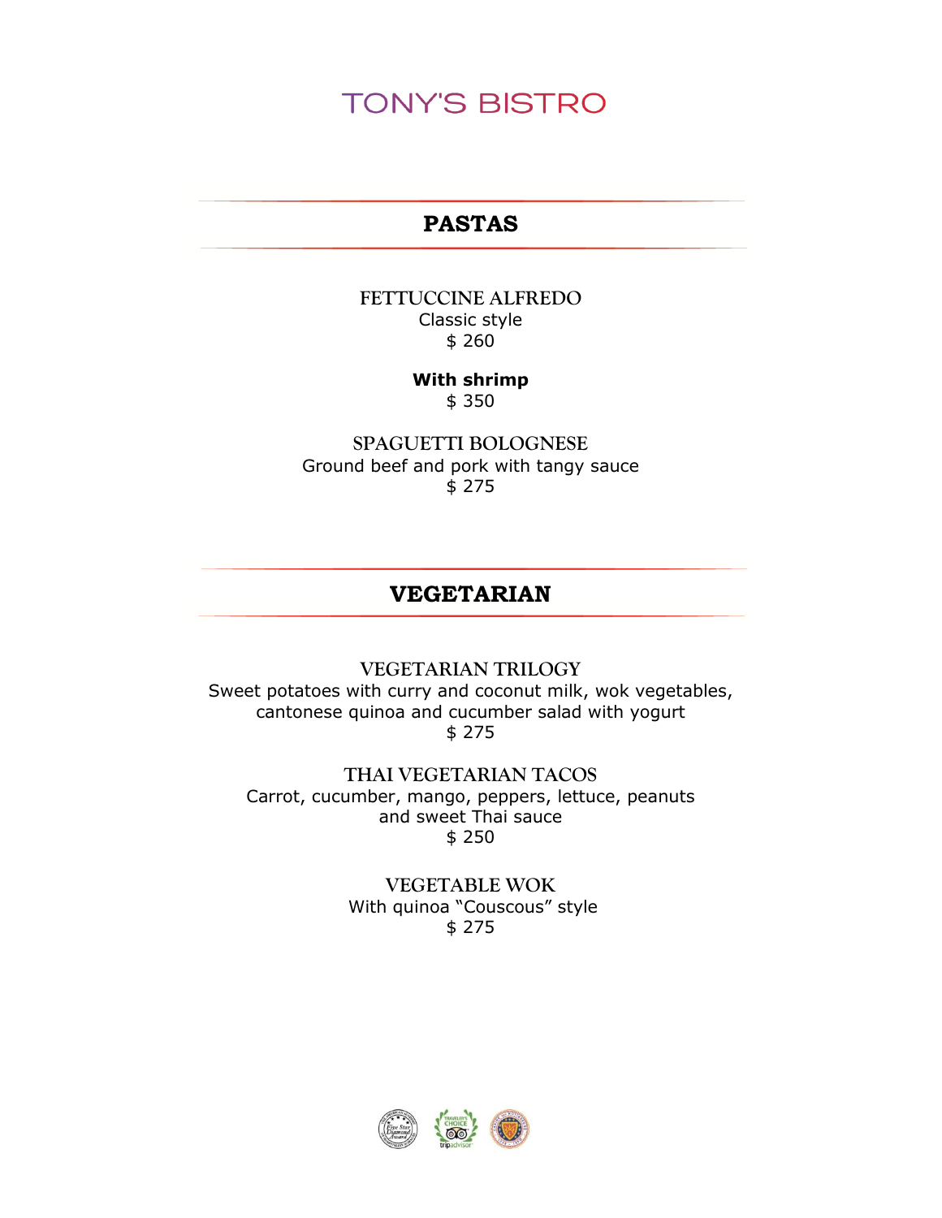# TONY'S BISTRO

## PASTAS

### FETTUCCINE ALFREDO
Classic style
$ 260

**With shrimp**
$ 350

### SPAGUETTI BOLOGNESE
Ground beef and pork with tangy sauce
$ 275

## VEGETARIAN

### VEGETARIAN TRILOGY
Sweet potatoes with curry and coconut milk, wok vegetables, cantonese quinoa and cucumber salad with yogurt
$ 275

### THAI VEGETARIAN TACOS
Carrot, cucumber, mango, peppers, lettuce, peanuts and sweet Thai sauce
$ 250

### VEGETABLE WOK
With quinoa "Couscous" style
$ 275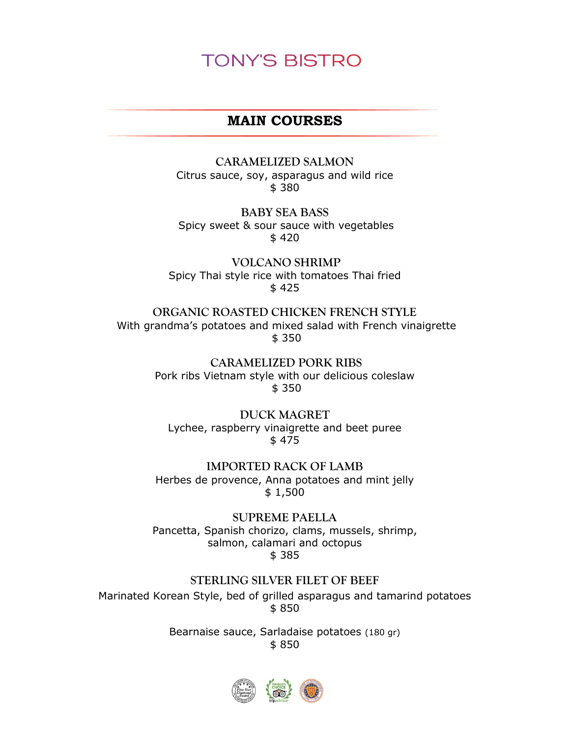# TONY'S BISTRO

## MAIN COURSES

**CARAMELIZED SALMON**
Citrus sauce, soy, asparagus and wild rice
$ 380

**BABY SEA BASS**
Spicy sweet & sour sauce with vegetables
$ 420

**VOLCANO SHRIMP**
Spicy Thai style rice with tomatoes Thai fried
$ 425

**ORGANIC ROASTED CHICKEN FRENCH STYLE**
With grandma's potatoes and mixed salad with French vinaigrette
$ 350

**CARAMELIZED PORK RIBS**
Pork ribs Vietnam style with our delicious coleslaw
$ 350

**DUCK MAGRET**
Lychee, raspberry vinaigrette and beet puree
$ 475

**IMPORTED RACK OF LAMB**
Herbes de provence, Anna potatoes and mint jelly
$ 1,500

**SUPREME PAELLA**
Pancetta, Spanish chorizo, clams, mussels, shrimp, salmon, calamari and octopus
$ 385

**STERLING SILVER FILET OF BEEF**
Marinated Korean Style, bed of grilled asparagus and tamarind potatoes
$ 850

Bearnaise sauce, Sarladaise potatoes (180 gr)
$ 850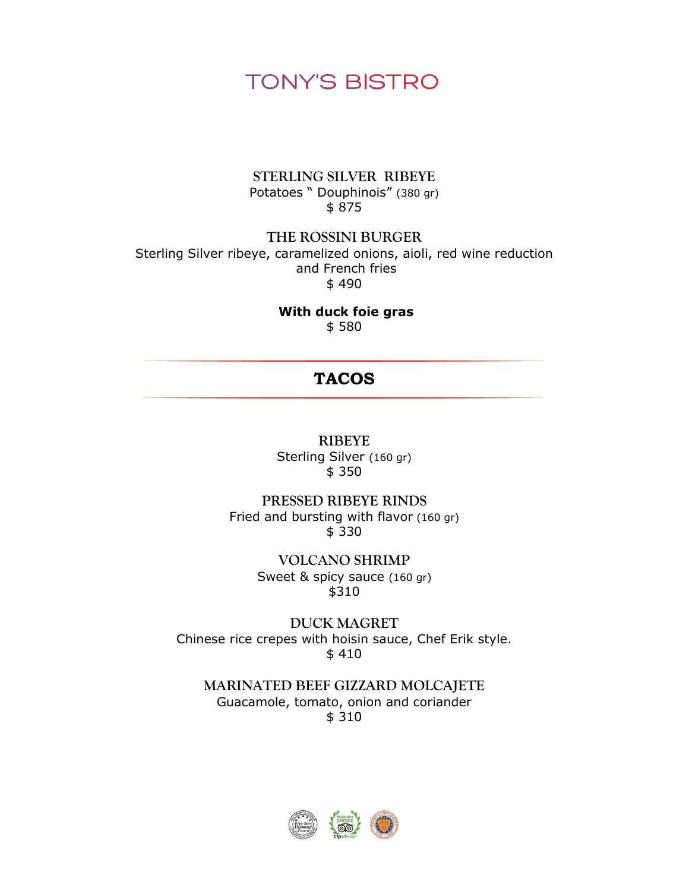# TONY'S BISTRO

### STERLING SILVER RIBEYE
Potatoes " Douphinois" (380 gr)
$ 875

### THE ROSSINI BURGER
Sterling Silver ribeye, caramelized onions, aioli, red wine reduction and French fries
$ 490

**With duck foie gras**
$ 580

## TACOS

### RIBEYE
Sterling Silver (160 gr)
$ 350

### PRESSED RIBEYE RINDS
Fried and bursting with flavor (160 gr)
$ 330

### VOLCANO SHRIMP
Sweet & spicy sauce (160 gr)
$310

### DUCK MAGRET
Chinese rice crepes with hoisin sauce, Chef Erik style.
$ 410

### MARINATED BEEF GIZZARD MOLCAJETE
Guacamole, tomato, onion and coriander
$ 310